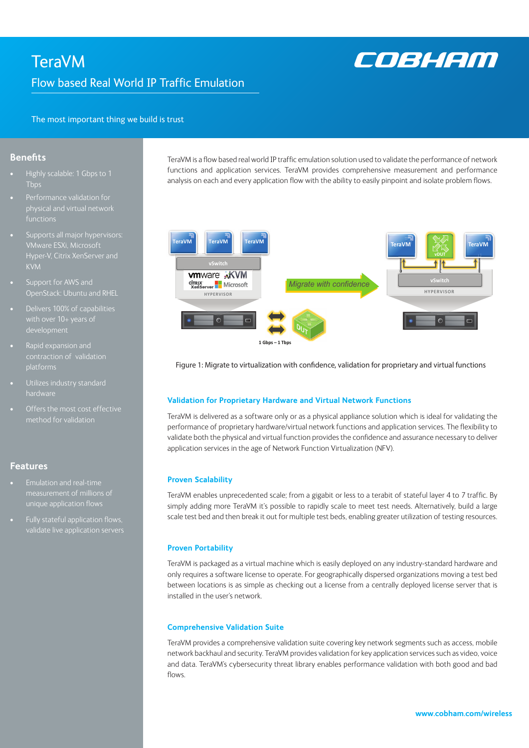# TeraVM

## Flow based Real World IP Traffic Emulation

The most important thing we build is trust

## Benefits

- Highly scalable: 1 Gbps to 1 Tbps
- Performance validation for physical and virtual network functions
- Supports all major hypervisors: VMware ESXi, Microsoft Hyper-V, Citrix XenServer and KVM
- Support for AWS and OpenStack: Ubuntu and RHEL
- Delivers 100% of capabilities with over 10+ years of development
- Rapid expansion and contraction of validation platforms
- Utilizes industry standard hardware
- Offers the most cost effective method for validation

## Features

- Emulation and real-time measurement of millions of unique application flows
- Fully stateful application flows, validate live application servers

TeraVM is a flow based real world IP traffic emulation solution used to validate the performance of network functions and application services. TeraVM provides comprehensive measurement and performance analysis on each and every application flow with the ability to easily pinpoint and isolate problem flows.

Figure 1: Migrate to virtualization with confidence, validation for proprietary and virtual functions

### Validation for Proprietary Hardware and Virtual Network Functions

TeraVM is delivered as a software only or as a physical appliance solution which is ideal for validating the performance of proprietary hardware/virtual network functions and application services. The flexibility to validate both the physical and virtual function provides the confidence and assurance necessary to deliver application services in the age of Network Function Virtualization (NFV).

### Proven Scalability

TeraVM enables unprecedented scale; from a gigabit or less to a terabit of stateful layer 4 to 7 traffic. By simply adding more TeraVM it's possible to rapidly scale to meet test needs. Alternatively, build a large scale test bed and then break it out for multiple test beds, enabling greater utilization of testing resources.

### Proven Portability

TeraVM is packaged as a virtual machine which is easily deployed on any industry-standard hardware and only requires a software license to operate. For geographically dispersed organizations moving a test bed between locations is as simple as checking out a license from a centrally deployed license server that is installed in the user's network.

### Comprehensive Validation Suite

TeraVM provides a comprehensive validation suite covering key network segments such as access, mobile network backhaul and security. TeraVM provides validation for key application services such as video, voice and data. TeraVM's cybersecurity threat library enables performance validation with both good and bad flows.

www.cobham.com/wireless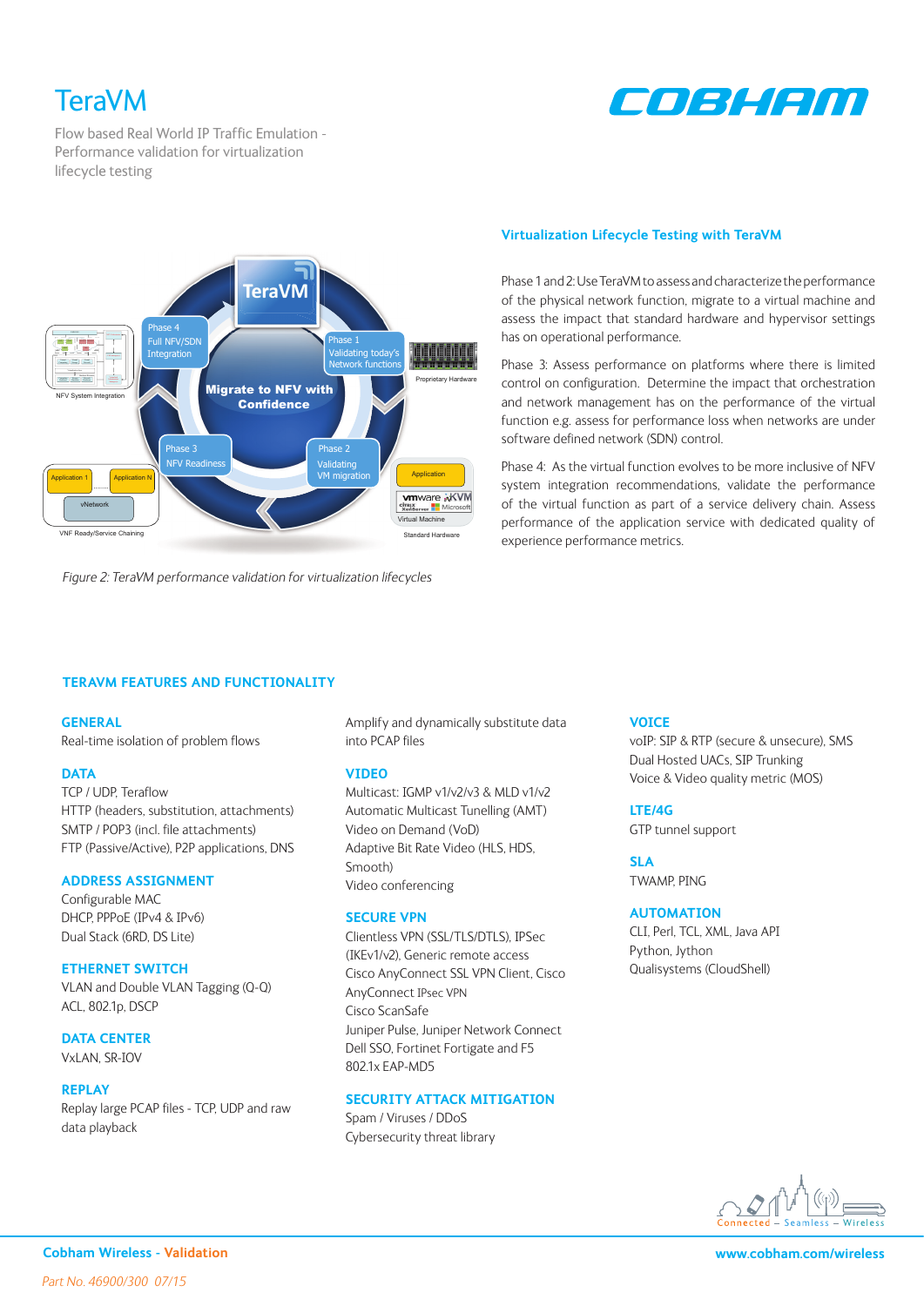# TeraVM

Flow based Real World IP Traffic Emulation - Performance validation for virtualization lifecycle testing

TeraVM

Phase 4
Full NFV/SDN Integration

Phase 1
Validating today's Network functions

Migrate to NFV with Confidence

Phase 3
NFV Readiness

Phase 2
Validating VM migration

NFV System Integration

Proprietary Hardware

Application 1

Application N

vNetwork

VNF Ready/Service Chaining

Application

vmware KVM citrix XenServer Microsoft

Virtual Machine

Standard Hardware

*Figure 2: TeraVM performance validation for virtualization lifecycles*

## Virtualization Lifecycle Testing with TeraVM

Phase 1 and 2: Use TeraVM to assess and characterize the performance of the physical network function, migrate to a virtual machine and assess the impact that standard hardware and hypervisor settings has on operational performance.

Phase 3: Assess performance on platforms where there is limited control on configuration. Determine the impact that orchestration and network management has on the performance of the virtual function e.g. assess for performance loss when networks are under software defined network (SDN) control.

Phase 4: As the virtual function evolves to be more inclusive of NFV system integration recommendations, validate the performance of the virtual function as part of a service delivery chain. Assess performance of the application service with dedicated quality of experience performance metrics.

## TERAVM FEATURES AND FUNCTIONALITY

### GENERAL
Real-time isolation of problem flows

### DATA
TCP / UDP, Teraflow
HTTP (headers, substitution, attachments)
SMTP / POP3 (incl. file attachments)
FTP (Passive/Active), P2P applications, DNS

### ADDRESS ASSIGNMENT
Configurable MAC
DHCP, PPPoE (IPv4 & IPv6)
Dual Stack (6RD, DS Lite)

### ETHERNET SWITCH
VLAN and Double VLAN Tagging (Q-Q)
ACL, 802.1p, DSCP

### DATA CENTER
VxLAN, SR-IOV

### REPLAY
Replay large PCAP files - TCP, UDP and raw data playback
Amplify and dynamically substitute data into PCAP files

### VIDEO
Multicast: IGMP v1/v2/v3 & MLD v1/v2
Automatic Multicast Tunelling (AMT)
Video on Demand (VoD)
Adaptive Bit Rate Video (HLS, HDS, Smooth)
Video conferencing

### SECURE VPN
Clientless VPN (SSL/TLS/DTLS), IPSec (IKEv1/v2), Generic remote access
Cisco AnyConnect SSL VPN Client, Cisco AnyConnect IPsec VPN
Cisco ScanSafe
Juniper Pulse, Juniper Network Connect
Dell SSO, Fortinet Fortigate and F5
802.1x EAP-MD5

### SECURITY ATTACK MITIGATION
Spam / Viruses / DDoS
Cybersecurity threat library

### VOICE
voIP: SIP & RTP (secure & unsecure), SMS
Dual Hosted UACs, SIP Trunking
Voice & Video quality metric (MOS)

### LTE/4G
GTP tunnel support

### SLA
TWAMP, PING

### AUTOMATION
CLI, Perl, TCL, XML, Java API
Python, Jython
Qualisystems (CloudShell)

Connected – Seamless – Wireless

**Cobham Wireless - Validation**

**www.cobham.com/wireless**

*Part No. 46900/300 07/15*